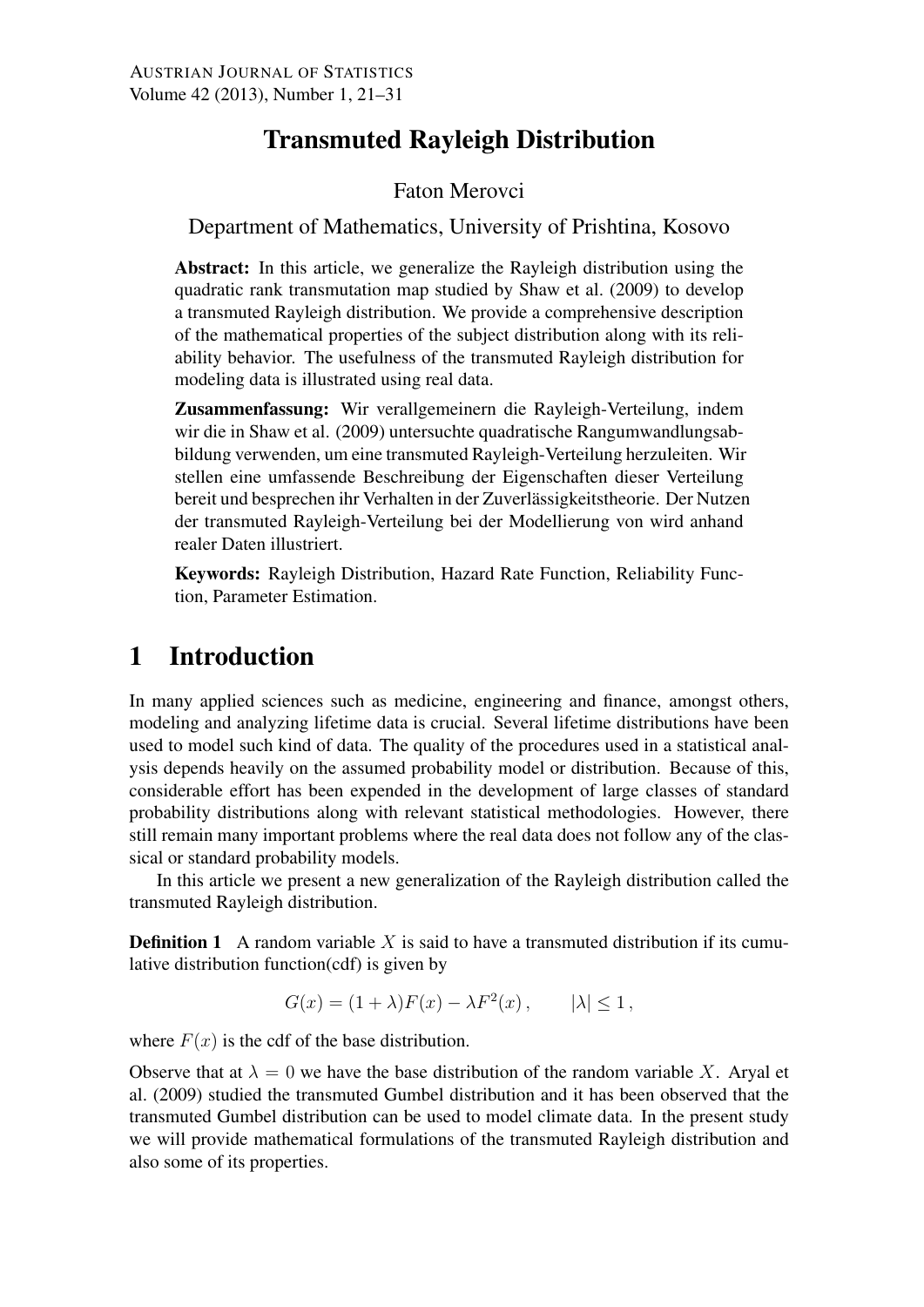# Transmuted Rayleigh Distribution

Faton Merovci

Department of Mathematics, University of Prishtina, Kosovo

**Abstract:** In this article, we generalize the Rayleigh distribution using the quadratic rank transmutation map studied by Shaw et al. (2009) to develop a transmuted Rayleigh distribution. We provide a comprehensive description of the mathematical properties of the subject distribution along with its reliability behavior. The usefulness of the transmuted Rayleigh distribution for modeling data is illustrated using real data.

**Zusammenfassung:** Wir verallgemeinern die Rayleigh-Verteilung, indem wir die in Shaw et al. (2009) untersuchte quadratische Rangumwandlungsabbildung verwenden, um eine transmuted Rayleigh-Verteilung herzuleiten. Wir stellen eine umfassende Beschreibung der Eigenschaften dieser Verteilung bereit und besprechen ihr Verhalten in der Zuverlässigkeitstheorie. Der Nutzen der transmuted Rayleigh-Verteilung bei der Modellierung von wird anhand realer Daten illustriert.

**Keywords:** Rayleigh Distribution, Hazard Rate Function, Reliability Function, Parameter Estimation.

## 1 Introduction

In many applied sciences such as medicine, engineering and finance, amongst others, modeling and analyzing lifetime data is crucial. Several lifetime distributions have been used to model such kind of data. The quality of the procedures used in a statistical analysis depends heavily on the assumed probability model or distribution. Because of this, considerable effort has been expended in the development of large classes of standard probability distributions along with relevant statistical methodologies. However, there still remain many important problems where the real data does not follow any of the classical or standard probability models.

In this article we present a new generalization of the Rayleigh distribution called the transmuted Rayleigh distribution.

**Definition 1** A random variable $X$ is said to have a transmuted distribution if its cumulative distribution function(cdf) is given by

$$G(x) = (1+\lambda)F(x) - \lambda F^2(x)\,, \qquad |\lambda| \leq 1\,,$$

where $F(x)$ is the cdf of the base distribution.

Observe that at $\lambda = 0$ we have the base distribution of the random variable $X$. Aryal et al. (2009) studied the transmuted Gumbel distribution and it has been observed that the transmuted Gumbel distribution can be used to model climate data. In the present study we will provide mathematical formulations of the transmuted Rayleigh distribution and also some of its properties.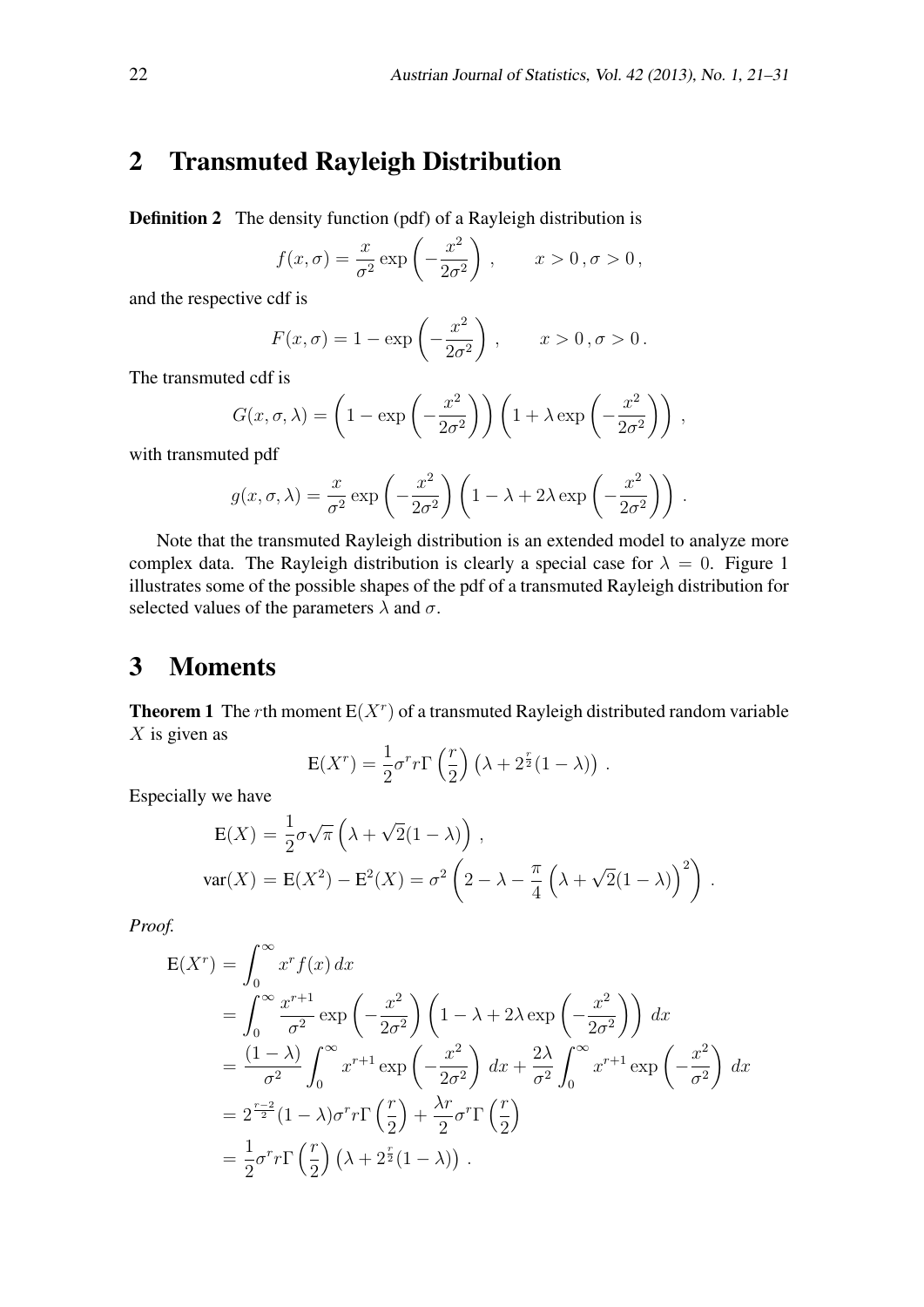## 2 Transmuted Rayleigh Distribution

**Definition 2** The density function (pdf) of a Rayleigh distribution is

$$f(x,\sigma) = \frac{x}{\sigma^2}\exp\left(-\frac{x^2}{2\sigma^2}\right)\,, \qquad x > 0\,, \sigma > 0\,,$$

and the respective cdf is

$$F(x,\sigma) = 1 - \exp\left(-\frac{x^2}{2\sigma^2}\right)\,, \qquad x > 0\,, \sigma > 0\,.$$

The transmuted cdf is

$$G(x,\sigma,\lambda) = \left(1 - \exp\left(-\frac{x^2}{2\sigma^2}\right)\right)\left(1 + \lambda\exp\left(-\frac{x^2}{2\sigma^2}\right)\right)\,,$$

with transmuted pdf

$$g(x,\sigma,\lambda) = \frac{x}{\sigma^2}\exp\left(-\frac{x^2}{2\sigma^2}\right)\left(1 - \lambda + 2\lambda\exp\left(-\frac{x^2}{2\sigma^2}\right)\right)\,.$$

Note that the transmuted Rayleigh distribution is an extended model to analyze more complex data. The Rayleigh distribution is clearly a special case for $\lambda = 0$. Figure 1 illustrates some of the possible shapes of the pdf of a transmuted Rayleigh distribution for selected values of the parameters $\lambda$ and $\sigma$.

## 3 Moments

**Theorem 1** The $r$th moment $\mathrm{E}(X^r)$ of a transmuted Rayleigh distributed random variable $X$ is given as

$$\mathrm{E}(X^r) = \frac{1}{2}\sigma^r r\Gamma\left(\frac{r}{2}\right)\left(\lambda + 2^{\frac{r}{2}}(1-\lambda)\right)\,.$$

Especially we have

$$\mathrm{E}(X) = \frac{1}{2}\sigma\sqrt{\pi}\left(\lambda + \sqrt{2}(1-\lambda)\right)\,,$$

$$\mathrm{var}(X) = \mathrm{E}(X^2) - \mathrm{E}^2(X) = \sigma^2\left(2 - \lambda - \frac{\pi}{4}\left(\lambda + \sqrt{2}(1-\lambda)\right)^2\right)\,.$$

*Proof.*

$$\begin{aligned}
\mathrm{E}(X^r) &= \int_0^\infty x^r f(x)\,dx \\
&= \int_0^\infty \frac{x^{r+1}}{\sigma^2}\exp\left(-\frac{x^2}{2\sigma^2}\right)\left(1 - \lambda + 2\lambda\exp\left(-\frac{x^2}{2\sigma^2}\right)\right)\,dx \\
&= \frac{(1-\lambda)}{\sigma^2}\int_0^\infty x^{r+1}\exp\left(-\frac{x^2}{2\sigma^2}\right)\,dx + \frac{2\lambda}{\sigma^2}\int_0^\infty x^{r+1}\exp\left(-\frac{x^2}{\sigma^2}\right)\,dx \\
&= 2^{\frac{r-2}{2}}(1-\lambda)\sigma^r r\Gamma\left(\frac{r}{2}\right) + \frac{\lambda r}{2}\sigma^r\Gamma\left(\frac{r}{2}\right) \\
&= \frac{1}{2}\sigma^r r\Gamma\left(\frac{r}{2}\right)\left(\lambda + 2^{\frac{r}{2}}(1-\lambda)\right)\,.
\end{aligned}$$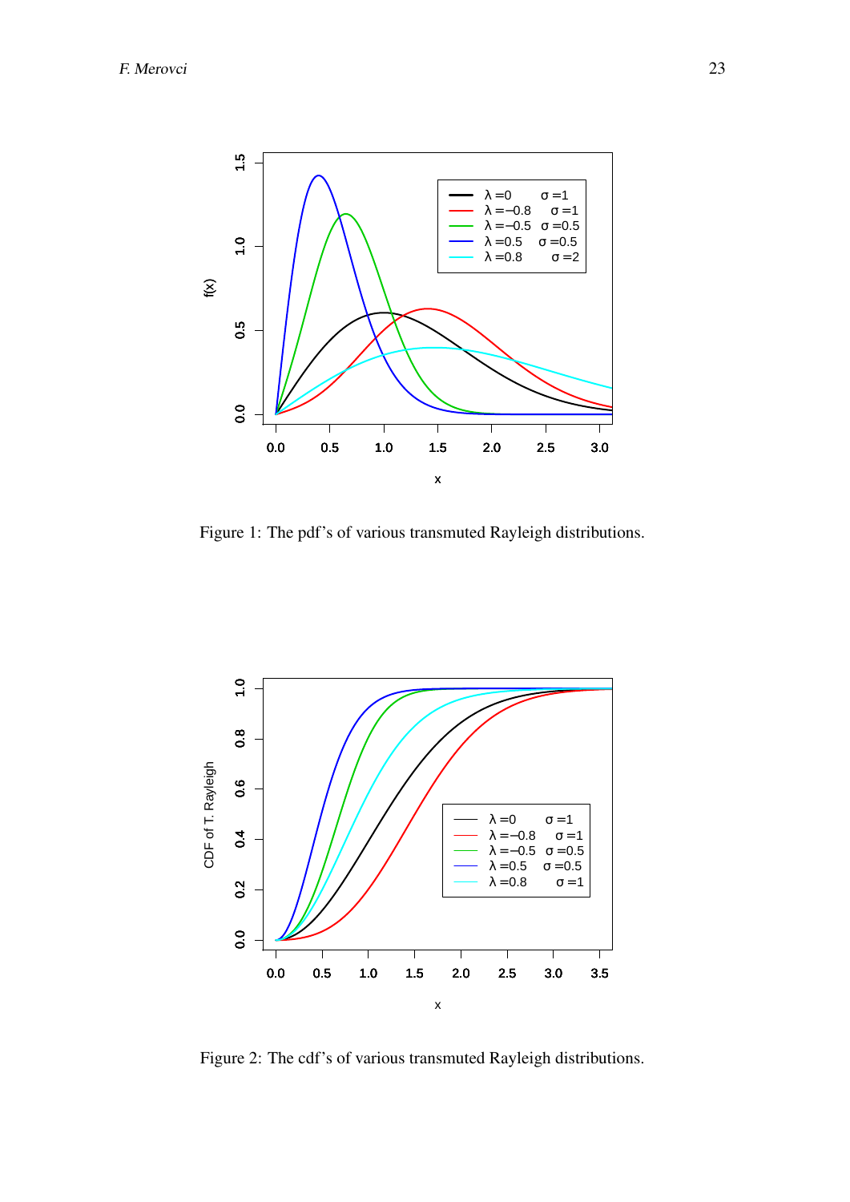Figure 1: The pdf's of various transmuted Rayleigh distributions.

Figure 2: The cdf's of various transmuted Rayleigh distributions.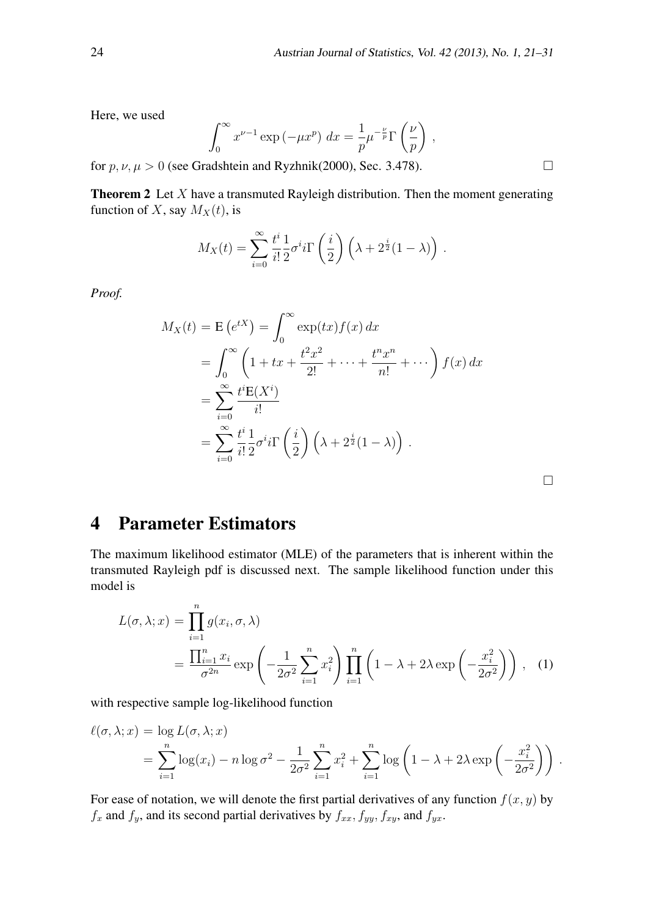Here, we used

$$\int_0^\infty x^{\nu-1} \exp\left(-\mu x^p\right) \, dx = \frac{1}{p}\mu^{-\frac{\nu}{p}}\Gamma\left(\frac{\nu}{p}\right) ,$$

for $p, \nu, \mu > 0$ (see Gradshtein and Ryzhnik(2000), Sec. 3.478). □

**Theorem 2** Let $X$ have a transmuted Rayleigh distribution. Then the moment generating function of $X$, say $M_X(t)$, is

$$M_X(t) = \sum_{i=0}^{\infty} \frac{t^i}{i!}\frac{1}{2}\sigma^i i\Gamma\left(\frac{i}{2}\right)\left(\lambda + 2^{\frac{i}{2}}(1-\lambda)\right) .$$

*Proof.*

$$\begin{aligned}
M_X(t) &= \mathrm{E}\left(e^{tX}\right) = \int_0^\infty \exp(tx) f(x)\, dx \\
&= \int_0^\infty \left(1 + tx + \frac{t^2x^2}{2!} + \cdots + \frac{t^n x^n}{n!} + \cdots\right) f(x)\, dx \\
&= \sum_{i=0}^{\infty} \frac{t^i \mathrm{E}(X^i)}{i!} \\
&= \sum_{i=0}^{\infty} \frac{t^i}{i!}\frac{1}{2}\sigma^i i\Gamma\left(\frac{i}{2}\right)\left(\lambda + 2^{\frac{i}{2}}(1-\lambda)\right) .
\end{aligned}$$

□

# 4 Parameter Estimators

The maximum likelihood estimator (MLE) of the parameters that is inherent within the transmuted Rayleigh pdf is discussed next. The sample likelihood function under this model is

$$\begin{aligned}
L(\sigma, \lambda; x) &= \prod_{i=1}^{n} g(x_i, \sigma, \lambda) \\
&= \frac{\prod_{i=1}^{n} x_i}{\sigma^{2n}} \exp\left(-\frac{1}{2\sigma^2}\sum_{i=1}^{n} x_i^2\right) \prod_{i=1}^{n}\left(1 - \lambda + 2\lambda \exp\left(-\frac{x_i^2}{2\sigma^2}\right)\right) , \quad (1)
\end{aligned}$$

with respective sample log-likelihood function

$$\begin{aligned}
\ell(\sigma, \lambda; x) &= \log L(\sigma, \lambda; x) \\
&= \sum_{i=1}^{n} \log(x_i) - n \log \sigma^2 - \frac{1}{2\sigma^2}\sum_{i=1}^{n} x_i^2 + \sum_{i=1}^{n} \log\left(1 - \lambda + 2\lambda \exp\left(-\frac{x_i^2}{2\sigma^2}\right)\right) .
\end{aligned}$$

For ease of notation, we will denote the first partial derivatives of any function $f(x, y)$ by $f_x$ and $f_y$, and its second partial derivatives by $f_{xx}$, $f_{yy}$, $f_{xy}$, and $f_{yx}$.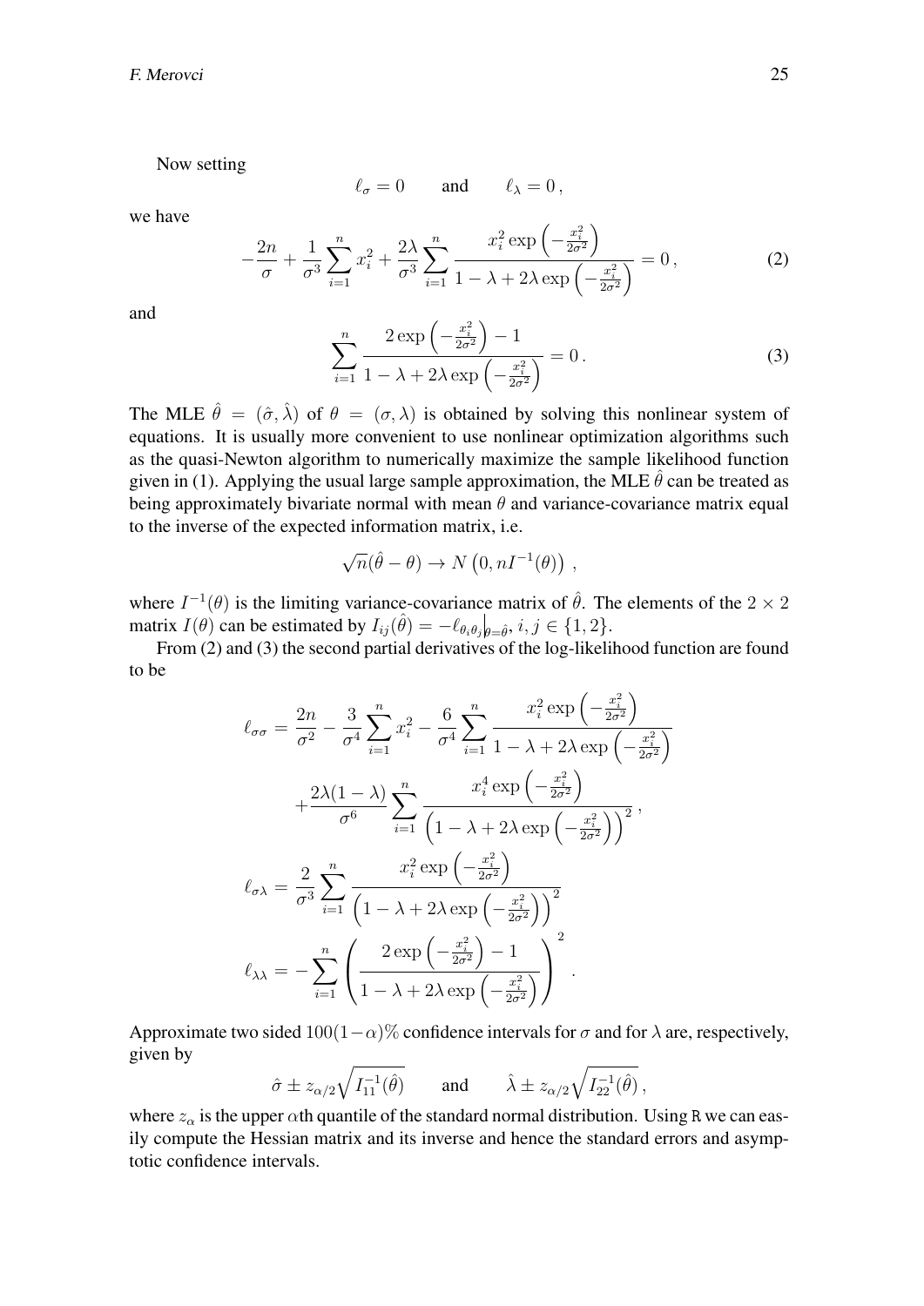Now setting

$$\ell_\sigma = 0 \qquad \text{and} \qquad \ell_\lambda = 0\,,$$

we have

$$-\frac{2n}{\sigma} + \frac{1}{\sigma^3}\sum_{i=1}^{n} x_i^2 + \frac{2\lambda}{\sigma^3}\sum_{i=1}^{n} \frac{x_i^2 \exp\left(-\frac{x_i^2}{2\sigma^2}\right)}{1-\lambda+2\lambda\exp\left(-\frac{x_i^2}{2\sigma^2}\right)} = 0\,, \tag{2}$$

and

$$\sum_{i=1}^{n} \frac{2\exp\left(-\frac{x_i^2}{2\sigma^2}\right)-1}{1-\lambda+2\lambda\exp\left(-\frac{x_i^2}{2\sigma^2}\right)} = 0\,. \tag{3}$$

The MLE $\hat{\theta} = (\hat{\sigma}, \hat{\lambda})$ of $\theta = (\sigma, \lambda)$ is obtained by solving this nonlinear system of equations. It is usually more convenient to use nonlinear optimization algorithms such as the quasi-Newton algorithm to numerically maximize the sample likelihood function given in (1). Applying the usual large sample approximation, the MLE $\hat{\theta}$ can be treated as being approximately bivariate normal with mean $\theta$ and variance-covariance matrix equal to the inverse of the expected information matrix, i.e.

$$\sqrt{n}(\hat{\theta}-\theta) \to N\left(0, nI^{-1}(\theta)\right)\,,$$

where $I^{-1}(\theta)$ is the limiting variance-covariance matrix of $\hat{\theta}$. The elements of the $2\times 2$ matrix $I(\theta)$ can be estimated by $I_{ij}(\hat{\theta}) = -\ell_{\theta_i\theta_j}\big|_{\theta=\hat{\theta}}$, $i,j \in \{1,2\}$.

From (2) and (3) the second partial derivatives of the log-likelihood function are found to be

$$\begin{aligned}
\ell_{\sigma\sigma} &= \frac{2n}{\sigma^2} - \frac{3}{\sigma^4}\sum_{i=1}^{n} x_i^2 - \frac{6}{\sigma^4}\sum_{i=1}^{n} \frac{x_i^2\exp\left(-\frac{x_i^2}{2\sigma^2}\right)}{1-\lambda+2\lambda\exp\left(-\frac{x_i^2}{2\sigma^2}\right)} \\
&\quad + \frac{2\lambda(1-\lambda)}{\sigma^6}\sum_{i=1}^{n} \frac{x_i^4\exp\left(-\frac{x_i^2}{2\sigma^2}\right)}{\left(1-\lambda+2\lambda\exp\left(-\frac{x_i^2}{2\sigma^2}\right)\right)^2}\,, \\
\ell_{\sigma\lambda} &= \frac{2}{\sigma^3}\sum_{i=1}^{n} \frac{x_i^2\exp\left(-\frac{x_i^2}{2\sigma^2}\right)}{\left(1-\lambda+2\lambda\exp\left(-\frac{x_i^2}{2\sigma^2}\right)\right)^2} \\
\ell_{\lambda\lambda} &= -\sum_{i=1}^{n} \left(\frac{2\exp\left(-\frac{x_i^2}{2\sigma^2}\right)-1}{1-\lambda+2\lambda\exp\left(-\frac{x_i^2}{2\sigma^2}\right)}\right)^2\,.
\end{aligned}$$

Approximate two sided $100(1-\alpha)\%$ confidence intervals for $\sigma$ and for $\lambda$ are, respectively, given by

$$\hat{\sigma} \pm z_{\alpha/2}\sqrt{I_{11}^{-1}(\hat{\theta})} \qquad \text{and} \qquad \hat{\lambda} \pm z_{\alpha/2}\sqrt{I_{22}^{-1}(\hat{\theta})}\,,$$

where $z_\alpha$ is the upper $\alpha$th quantile of the standard normal distribution. Using R we can easily compute the Hessian matrix and its inverse and hence the standard errors and asymptotic confidence intervals.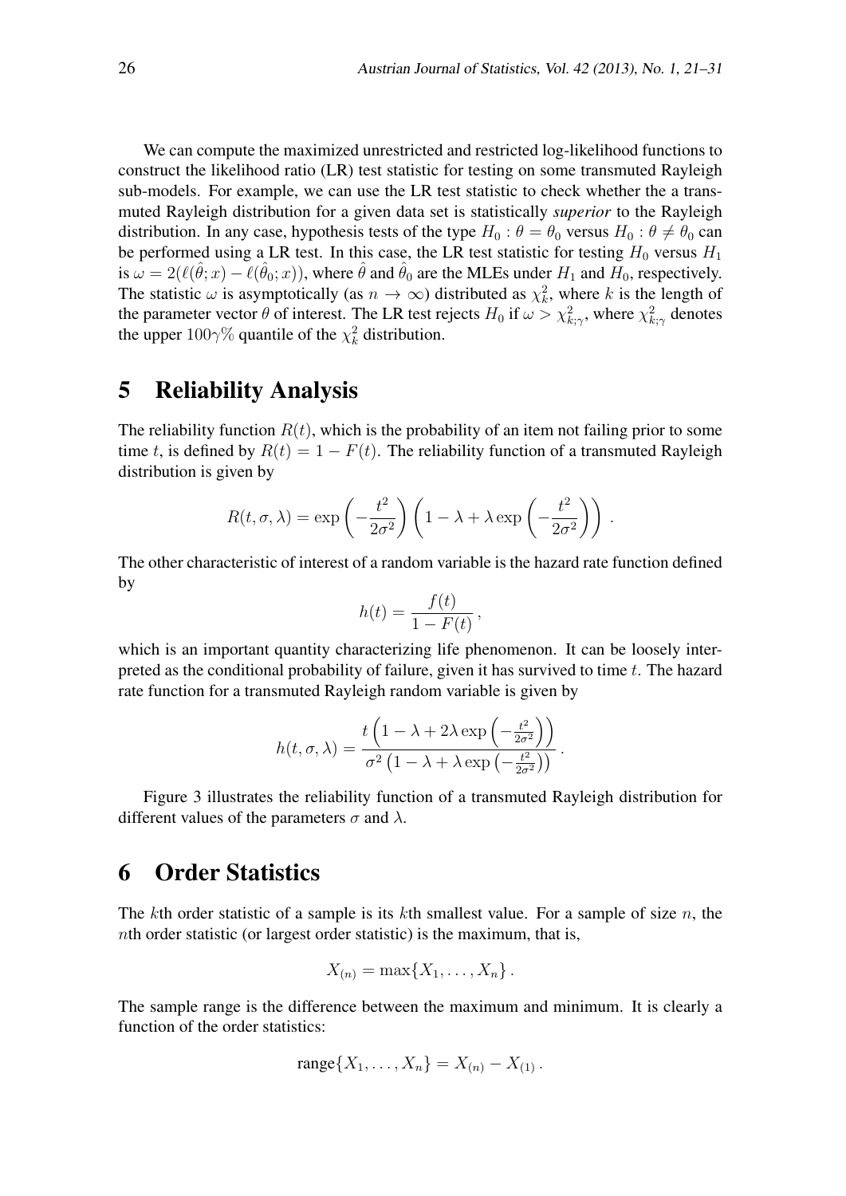We can compute the maximized unrestricted and restricted log-likelihood functions to construct the likelihood ratio (LR) test statistic for testing on some transmuted Rayleigh sub-models. For example, we can use the LR test statistic to check whether the a transmuted Rayleigh distribution for a given data set is statistically *superior* to the Rayleigh distribution. In any case, hypothesis tests of the type $H_0 : \theta = \theta_0$ versus $H_0 : \theta \neq \theta_0$ can be performed using a LR test. In this case, the LR test statistic for testing $H_0$ versus $H_1$ is $\omega = 2(\ell(\hat{\theta}; x) - \ell(\hat{\theta}_0; x))$, where $\hat{\theta}$ and $\hat{\theta}_0$ are the MLEs under $H_1$ and $H_0$, respectively. The statistic $\omega$ is asymptotically (as $n \to \infty$) distributed as $\chi^2_k$, where $k$ is the length of the parameter vector $\theta$ of interest. The LR test rejects $H_0$ if $\omega > \chi^2_{k;\gamma}$, where $\chi^2_{k;\gamma}$ denotes the upper $100\gamma\%$ quantile of the $\chi^2_k$ distribution.

# 5 Reliability Analysis

The reliability function $R(t)$, which is the probability of an item not failing prior to some time $t$, is defined by $R(t) = 1 - F(t)$. The reliability function of a transmuted Rayleigh distribution is given by

$$R(t, \sigma, \lambda) = \exp\left(-\frac{t^2}{2\sigma^2}\right)\left(1 - \lambda + \lambda \exp\left(-\frac{t^2}{2\sigma^2}\right)\right) .$$

The other characteristic of interest of a random variable is the hazard rate function defined by

$$h(t) = \frac{f(t)}{1 - F(t)} ,$$

which is an important quantity characterizing life phenomenon. It can be loosely interpreted as the conditional probability of failure, given it has survived to time $t$. The hazard rate function for a transmuted Rayleigh random variable is given by

$$h(t, \sigma, \lambda) = \frac{t\left(1 - \lambda + 2\lambda \exp\left(-\frac{t^2}{2\sigma^2}\right)\right)}{\sigma^2\left(1 - \lambda + \lambda \exp\left(-\frac{t^2}{2\sigma^2}\right)\right)} .$$

Figure 3 illustrates the reliability function of a transmuted Rayleigh distribution for different values of the parameters $\sigma$ and $\lambda$.

# 6 Order Statistics

The $k$th order statistic of a sample is its $k$th smallest value. For a sample of size $n$, the $n$th order statistic (or largest order statistic) is the maximum, that is,

$$X_{(n)} = \max\{X_1, \ldots, X_n\} .$$

The sample range is the difference between the maximum and minimum. It is clearly a function of the order statistics:

$$\text{range}\{X_1, \ldots, X_n\} = X_{(n)} - X_{(1)} .$$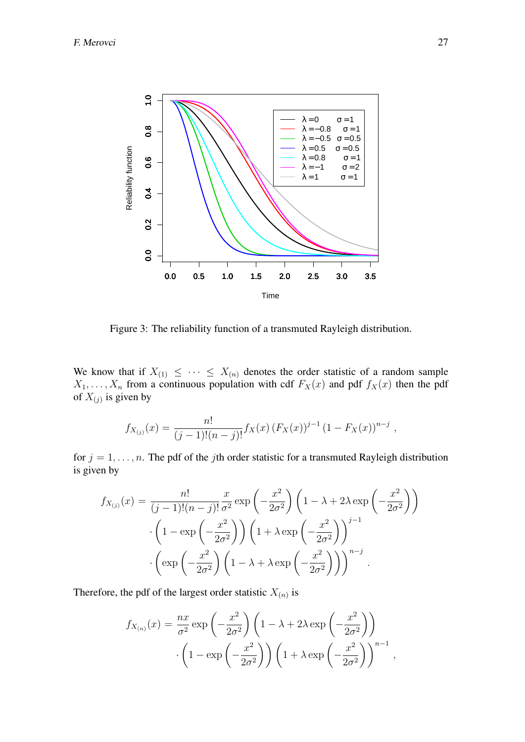Figure 3: The reliability function of a transmuted Rayleigh distribution.

We know that if $X_{(1)} \leq \cdots \leq X_{(n)}$ denotes the order statistic of a random sample $X_1, \ldots, X_n$ from a continuous population with cdf $F_X(x)$ and pdf $f_X(x)$ then the pdf of $X_{(j)}$ is given by

$$f_{X_{(j)}}(x) = \frac{n!}{(j-1)!(n-j)!} f_X(x) \left(F_X(x)\right)^{j-1} \left(1 - F_X(x)\right)^{n-j} ,$$

for $j = 1, \ldots, n$. The pdf of the $j$th order statistic for a transmuted Rayleigh distribution is given by

$$\begin{aligned} f_{X_{(j)}}(x) = \frac{n!}{(j-1)!(n-j)!} \frac{x}{\sigma^2} \exp\left(-\frac{x^2}{2\sigma^2}\right) \left(1 - \lambda + 2\lambda \exp\left(-\frac{x^2}{2\sigma^2}\right)\right) \\ \cdot \left(1 - \exp\left(-\frac{x^2}{2\sigma^2}\right)\right) \left(1 + \lambda \exp\left(-\frac{x^2}{2\sigma^2}\right)\right)^{j-1} \\ \cdot \left(\exp\left(-\frac{x^2}{2\sigma^2}\right) \left(1 - \lambda + \lambda \exp\left(-\frac{x^2}{2\sigma^2}\right)\right)\right)^{n-j} . \end{aligned}$$

Therefore, the pdf of the largest order statistic $X_{(n)}$ is

$$\begin{aligned} f_{X_{(n)}}(x) = \frac{nx}{\sigma^2} \exp\left(-\frac{x^2}{2\sigma^2}\right) \left(1 - \lambda + 2\lambda \exp\left(-\frac{x^2}{2\sigma^2}\right)\right) \\ \cdot \left(1 - \exp\left(-\frac{x^2}{2\sigma^2}\right)\right) \left(1 + \lambda \exp\left(-\frac{x^2}{2\sigma^2}\right)\right)^{n-1} , \end{aligned}$$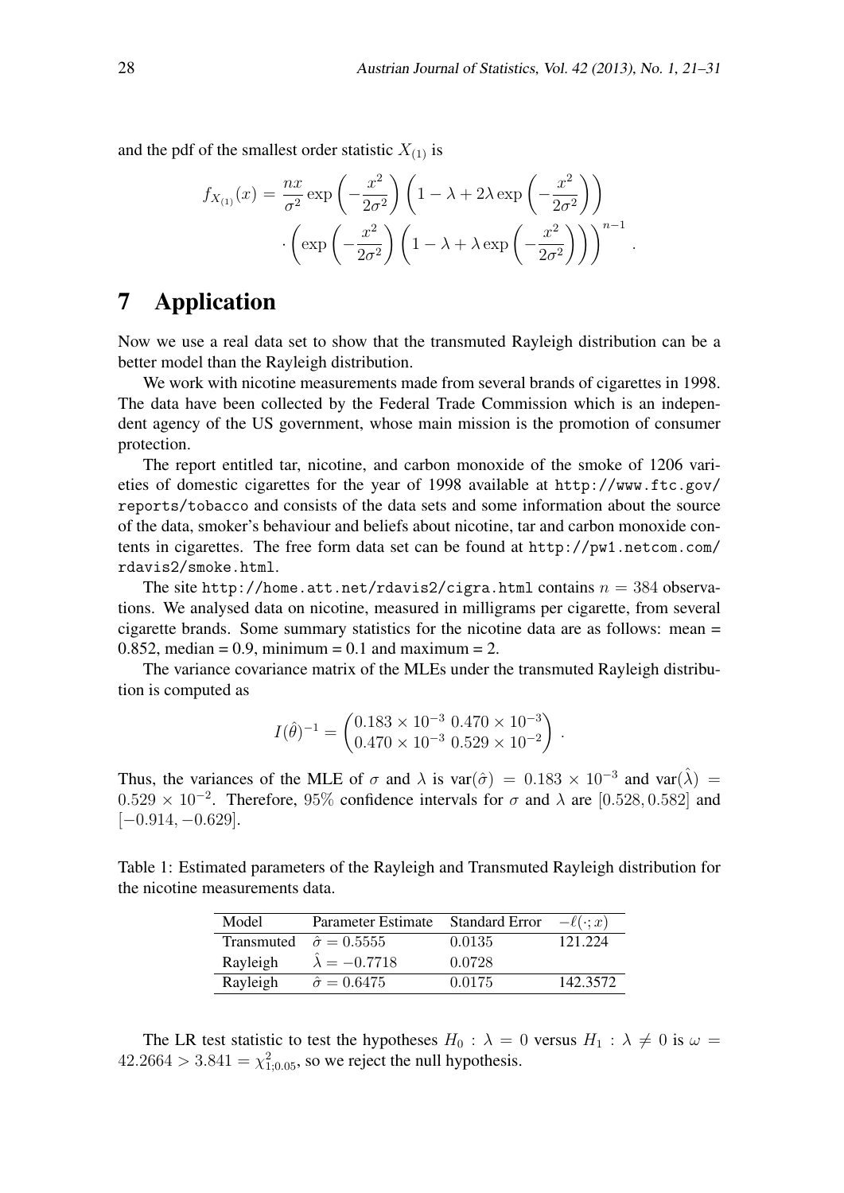and the pdf of the smallest order statistic $X_{(1)}$ is

$$
\begin{aligned}
f_{X_{(1)}}(x) = \frac{nx}{\sigma^2} \exp\left(-\frac{x^2}{2\sigma^2}\right) \left(1 - \lambda + 2\lambda \exp\left(-\frac{x^2}{2\sigma^2}\right)\right) \\
\cdot \left(\exp\left(-\frac{x^2}{2\sigma^2}\right) \left(1 - \lambda + \lambda \exp\left(-\frac{x^2}{2\sigma^2}\right)\right)\right)^{n-1} .
\end{aligned}
$$

# 7 Application

Now we use a real data set to show that the transmuted Rayleigh distribution can be a better model than the Rayleigh distribution.

We work with nicotine measurements made from several brands of cigarettes in 1998. The data have been collected by the Federal Trade Commission which is an independent agency of the US government, whose main mission is the promotion of consumer protection.

The report entitled tar, nicotine, and carbon monoxide of the smoke of 1206 varieties of domestic cigarettes for the year of 1998 available at `http://www.ftc.gov/reports/tobacco` and consists of the data sets and some information about the source of the data, smoker's behaviour and beliefs about nicotine, tar and carbon monoxide contents in cigarettes. The free form data set can be found at `http://pw1.netcom.com/rdavis2/smoke.html`.

The site `http://home.att.net/rdavis2/cigra.html` contains $n = 384$ observations. We analysed data on nicotine, measured in milligrams per cigarette, from several cigarette brands. Some summary statistics for the nicotine data are as follows: mean = 0.852, median = 0.9, minimum = 0.1 and maximum = 2.

The variance covariance matrix of the MLEs under the transmuted Rayleigh distribution is computed as

$$
I(\hat{\theta})^{-1} = \begin{pmatrix} 0.183 \times 10^{-3} & 0.470 \times 10^{-3} \\ 0.470 \times 10^{-3} & 0.529 \times 10^{-2} \end{pmatrix} .
$$

Thus, the variances of the MLE of $\sigma$ and $\lambda$ is $\text{var}(\hat{\sigma}) = 0.183 \times 10^{-3}$ and $\text{var}(\hat{\lambda}) = 0.529 \times 10^{-2}$. Therefore, 95% confidence intervals for $\sigma$ and $\lambda$ are $[0.528, 0.582]$ and $[-0.914, -0.629]$.

Table 1: Estimated parameters of the Rayleigh and Transmuted Rayleigh distribution for the nicotine measurements data.

| Model | Parameter Estimate | Standard Error | $-\ell(\cdot; x)$ |
|---|---|---|---|
| Transmuted | $\hat{\sigma} = 0.5555$ | 0.0135 | 121.224 |
| Rayleigh | $\hat{\lambda} = -0.7718$ | 0.0728 | |
| Rayleigh | $\hat{\sigma} = 0.6475$ | 0.0175 | 142.3572 |

The LR test statistic to test the hypotheses $H_0 : \lambda = 0$ versus $H_1 : \lambda \neq 0$ is $\omega = 42.2664 > 3.841 = \chi^2_{1;0.05}$, so we reject the null hypothesis.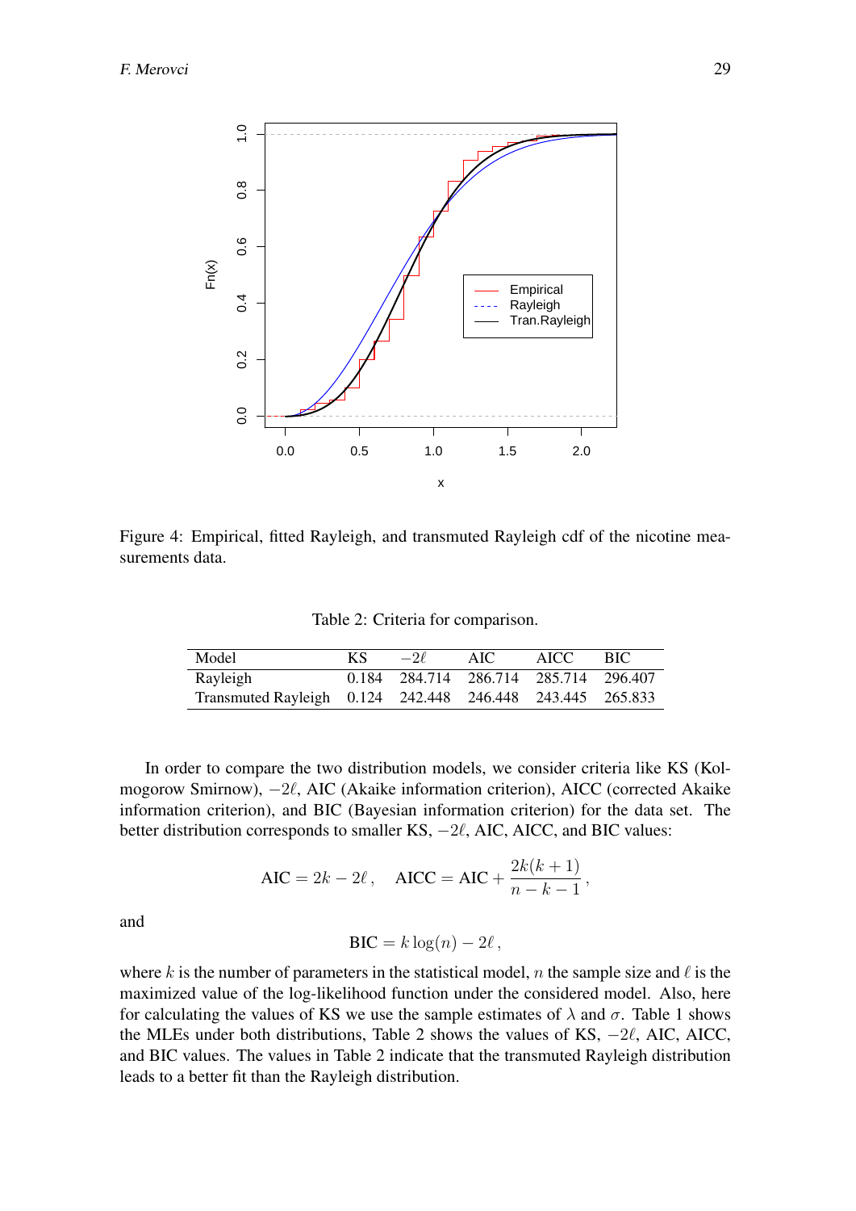Figure 4: Empirical, fitted Rayleigh, and transmuted Rayleigh cdf of the nicotine measurements data.

Table 2: Criteria for comparison.

| Model | KS | $-2\ell$ | AIC | AICC | BIC |
|---|---|---|---|---|---|
| Rayleigh | 0.184 | 284.714 | 286.714 | 285.714 | 296.407 |
| Transmuted Rayleigh | 0.124 | 242.448 | 246.448 | 243.445 | 265.833 |

In order to compare the two distribution models, we consider criteria like KS (Kolmogorow Smirnow), $-2\ell$, AIC (Akaike information criterion), AICC (corrected Akaike information criterion), and BIC (Bayesian information criterion) for the data set. The better distribution corresponds to smaller KS, $-2\ell$, AIC, AICC, and BIC values:

$$\text{AIC} = 2k - 2\ell\,, \quad \text{AICC} = \text{AIC} + \frac{2k(k+1)}{n-k-1}\,,$$

and

$$\text{BIC} = k\log(n) - 2\ell\,,$$

where $k$ is the number of parameters in the statistical model, $n$ the sample size and $\ell$ is the maximized value of the log-likelihood function under the considered model. Also, here for calculating the values of KS we use the sample estimates of $\lambda$ and $\sigma$. Table 1 shows the MLEs under both distributions, Table 2 shows the values of KS, $-2\ell$, AIC, AICC, and BIC values. The values in Table 2 indicate that the transmuted Rayleigh distribution leads to a better fit than the Rayleigh distribution.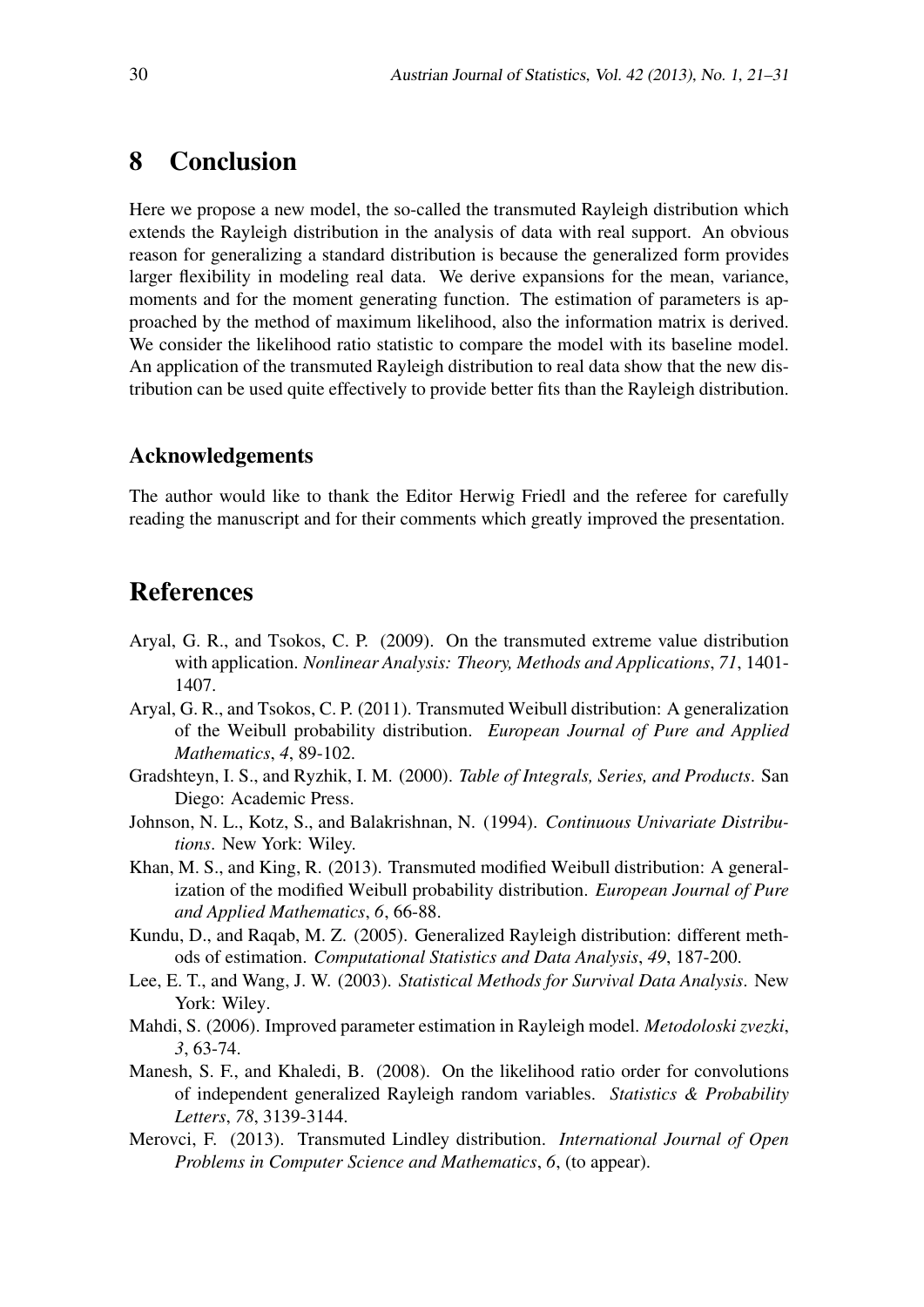## 8 Conclusion

Here we propose a new model, the so-called the transmuted Rayleigh distribution which extends the Rayleigh distribution in the analysis of data with real support. An obvious reason for generalizing a standard distribution is because the generalized form provides larger flexibility in modeling real data. We derive expansions for the mean, variance, moments and for the moment generating function. The estimation of parameters is approached by the method of maximum likelihood, also the information matrix is derived. We consider the likelihood ratio statistic to compare the model with its baseline model. An application of the transmuted Rayleigh distribution to real data show that the new distribution can be used quite effectively to provide better fits than the Rayleigh distribution.

### Acknowledgements

The author would like to thank the Editor Herwig Friedl and the referee for carefully reading the manuscript and for their comments which greatly improved the presentation.

## References

Aryal, G. R., and Tsokos, C. P. (2009). On the transmuted extreme value distribution with application. *Nonlinear Analysis: Theory, Methods and Applications*, *71*, 1401-1407.

Aryal, G. R., and Tsokos, C. P. (2011). Transmuted Weibull distribution: A generalization of the Weibull probability distribution. *European Journal of Pure and Applied Mathematics*, *4*, 89-102.

Gradshteyn, I. S., and Ryzhik, I. M. (2000). *Table of Integrals, Series, and Products*. San Diego: Academic Press.

Johnson, N. L., Kotz, S., and Balakrishnan, N. (1994). *Continuous Univariate Distributions*. New York: Wiley.

Khan, M. S., and King, R. (2013). Transmuted modified Weibull distribution: A generalization of the modified Weibull probability distribution. *European Journal of Pure and Applied Mathematics*, *6*, 66-88.

Kundu, D., and Raqab, M. Z. (2005). Generalized Rayleigh distribution: different methods of estimation. *Computational Statistics and Data Analysis*, *49*, 187-200.

Lee, E. T., and Wang, J. W. (2003). *Statistical Methods for Survival Data Analysis*. New York: Wiley.

Mahdi, S. (2006). Improved parameter estimation in Rayleigh model. *Metodoloski zvezki*, *3*, 63-74.

Manesh, S. F., and Khaledi, B. (2008). On the likelihood ratio order for convolutions of independent generalized Rayleigh random variables. *Statistics & Probability Letters*, *78*, 3139-3144.

Merovci, F. (2013). Transmuted Lindley distribution. *International Journal of Open Problems in Computer Science and Mathematics*, *6*, (to appear).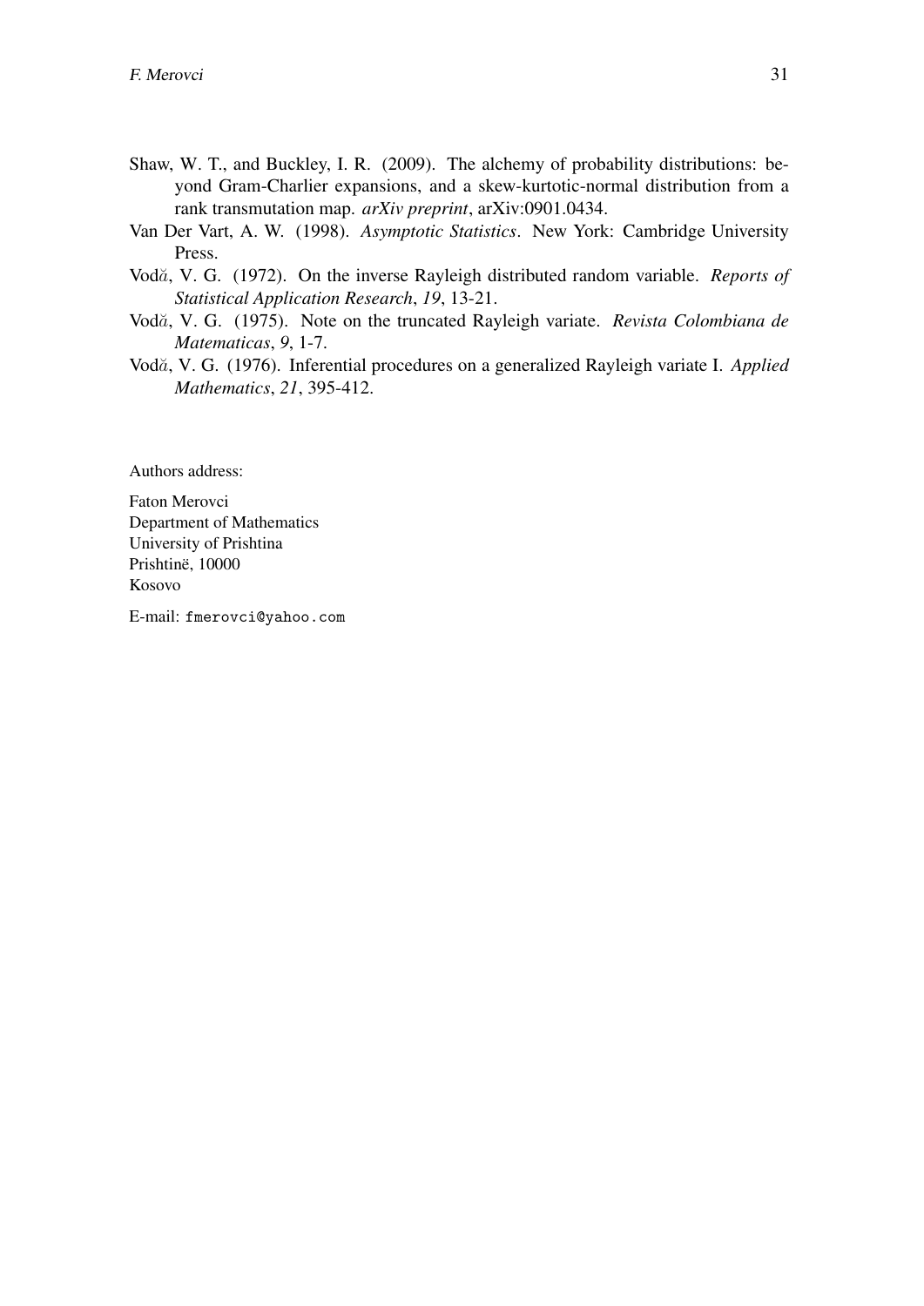Shaw, W. T., and Buckley, I. R. (2009). The alchemy of probability distributions: beyond Gram-Charlier expansions, and a skew-kurtotic-normal distribution from a rank transmutation map. *arXiv preprint*, arXiv:0901.0434.

Van Der Vart, A. W. (1998). *Asymptotic Statistics*. New York: Cambridge University Press.

Vodă, V. G. (1972). On the inverse Rayleigh distributed random variable. *Reports of Statistical Application Research*, *19*, 13-21.

Vodă, V. G. (1975). Note on the truncated Rayleigh variate. *Revista Colombiana de Matematicas*, *9*, 1-7.

Vodă, V. G. (1976). Inferential procedures on a generalized Rayleigh variate I. *Applied Mathematics*, *21*, 395-412.

Authors address:

Faton Merovci
Department of Mathematics
University of Prishtina
Prishtinë, 10000
Kosovo

E-mail: fmerovci@yahoo.com